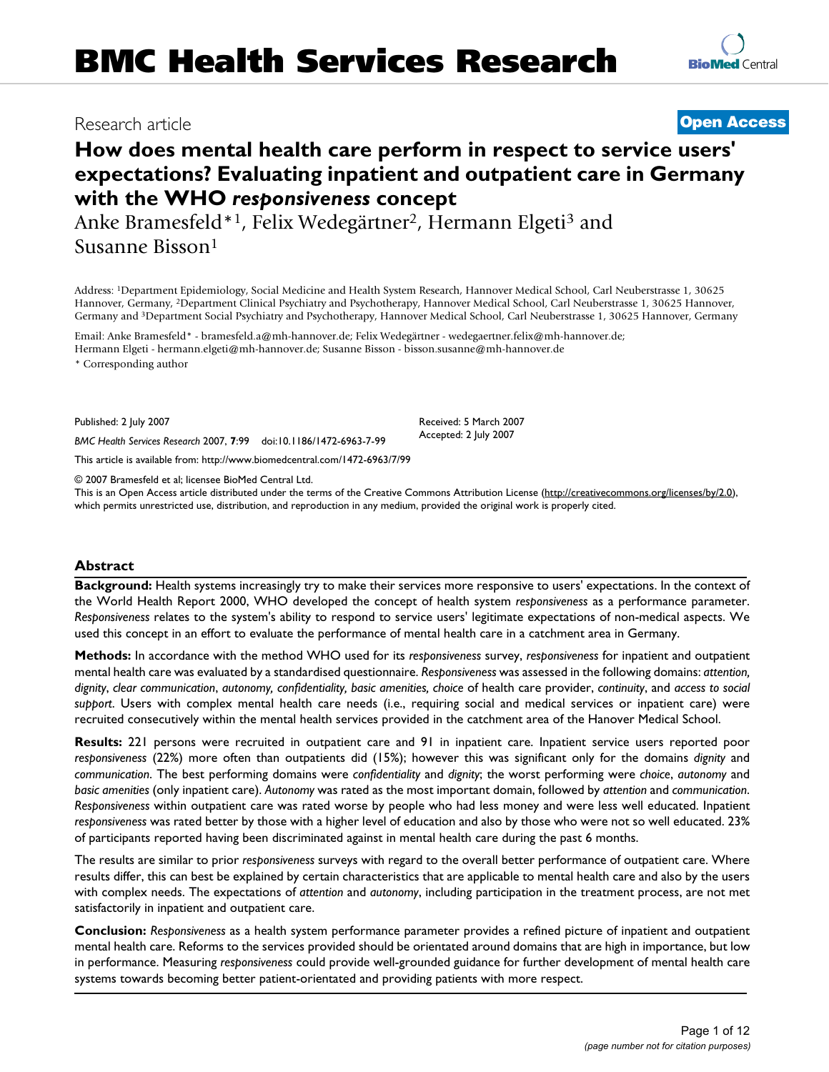# How does mental health care perform in respect to service users' expectations? Evaluating inpatient and outpatient care in Germany with the WHO *responsiveness* concept

Anke Bramesfeld*[1], Felix Wedegärtner[2], Hermann Elgeti[3] and Susanne Bisson[1]

Address: [1]Department Epidemiology, Social Medicine and Health System Research, Hannover Medical School, Carl Neuberstrasse 1, 30625 Hannover, Germany, [2]Department Clinical Psychiatry and Psychotherapy, Hannover Medical School, Carl Neuberstrasse 1, 30625 Hannover, Germany and [3]Department Social Psychiatry and Psychotherapy, Hannover Medical School, Carl Neuberstrasse 1, 30625 Hannover, Germany

Email: Anke Bramesfeld* - bramesfeld.a@mh-hannover.de; Felix Wedegärtner - wedegaertner.felix@mh-hannover.de; Hermann Elgeti - hermann.elgeti@mh-hannover.de; Susanne Bisson - bisson.susanne@mh-hannover.de

\* Corresponding author

Published: 2 July 2007

*BMC Health Services Research* 2007, **7**:99 doi:10.1186/1472-6963-7-99

Received: 5 March 2007
Accepted: 2 July 2007

This article is available from: http://www.biomedcentral.com/1472-6963/7/99

© 2007 Bramesfeld et al; licensee BioMed Central Ltd.
This is an Open Access article distributed under the terms of the Creative Commons Attribution License (http://creativecommons.org/licenses/by/2.0), which permits unrestricted use, distribution, and reproduction in any medium, provided the original work is properly cited.

## Abstract

**Background:** Health systems increasingly try to make their services more responsive to users' expectations. In the context of the World Health Report 2000, WHO developed the concept of health system *responsiveness* as a performance parameter. *Responsiveness* relates to the system's ability to respond to service users' legitimate expectations of non-medical aspects. We used this concept in an effort to evaluate the performance of mental health care in a catchment area in Germany.

**Methods:** In accordance with the method WHO used for its *responsiveness* survey, *responsiveness* for inpatient and outpatient mental health care was evaluated by a standardised questionnaire. *Responsiveness* was assessed in the following domains: *attention, dignity*, *clear communication*, *autonomy, confidentiality, basic amenities, choice* of health care provider, *continuity*, and *access to social support*. Users with complex mental health care needs (i.e., requiring social and medical services or inpatient care) were recruited consecutively within the mental health services provided in the catchment area of the Hanover Medical School.

**Results:** 221 persons were recruited in outpatient care and 91 in inpatient care. Inpatient service users reported poor *responsiveness* (22%) more often than outpatients did (15%); however this was significant only for the domains *dignity* and *communication*. The best performing domains were *confidentiality* and *dignity*; the worst performing were *choice*, *autonomy* and *basic amenities* (only inpatient care). *Autonomy* was rated as the most important domain, followed by *attention* and *communication*. *Responsiveness* within outpatient care was rated worse by people who had less money and were less well educated. Inpatient *responsiveness* was rated better by those with a higher level of education and also by those who were not so well educated. 23% of participants reported having been discriminated against in mental health care during the past 6 months.

The results are similar to prior *responsiveness* surveys with regard to the overall better performance of outpatient care. Where results differ, this can best be explained by certain characteristics that are applicable to mental health care and also by the users with complex needs. The expectations of *attention* and *autonomy*, including participation in the treatment process, are not met satisfactorily in inpatient and outpatient care.

**Conclusion:** *Responsiveness* as a health system performance parameter provides a refined picture of inpatient and outpatient mental health care. Reforms to the services provided should be orientated around domains that are high in importance, but low in performance. Measuring *responsiveness* could provide well-grounded guidance for further development of mental health care systems towards becoming better patient-orientated and providing patients with more respect.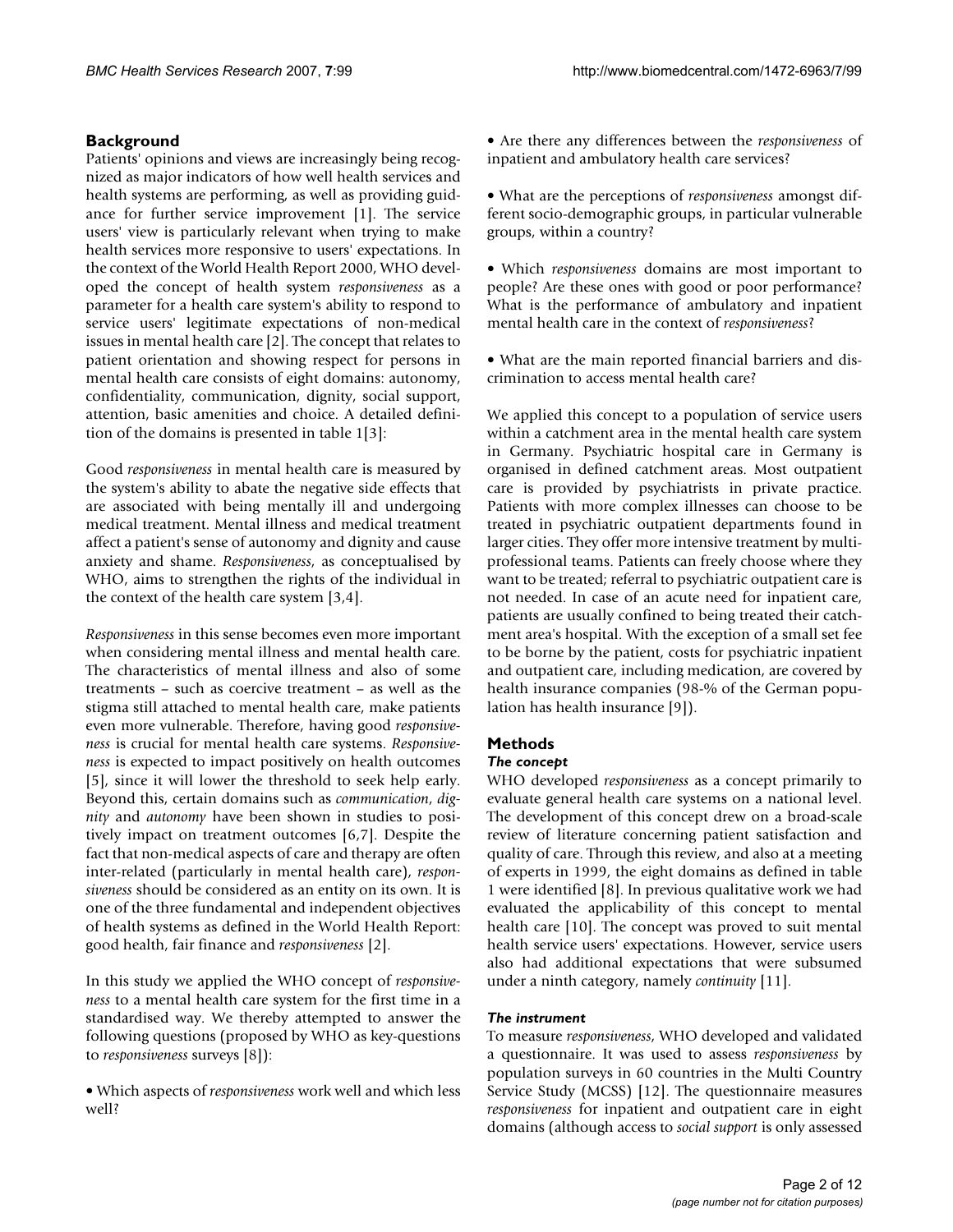## Background

Patients' opinions and views are increasingly being recognized as major indicators of how well health services and health systems are performing, as well as providing guidance for further service improvement [1]. The service users' view is particularly relevant when trying to make health services more responsive to users' expectations. In the context of the World Health Report 2000, WHO developed the concept of health system *responsiveness* as a parameter for a health care system's ability to respond to service users' legitimate expectations of non-medical issues in mental health care [2]. The concept that relates to patient orientation and showing respect for persons in mental health care consists of eight domains: autonomy, confidentiality, communication, dignity, social support, attention, basic amenities and choice. A detailed definition of the domains is presented in table 1[3]:

Good *responsiveness* in mental health care is measured by the system's ability to abate the negative side effects that are associated with being mentally ill and undergoing medical treatment. Mental illness and medical treatment affect a patient's sense of autonomy and dignity and cause anxiety and shame. *Responsiveness*, as conceptualised by WHO, aims to strengthen the rights of the individual in the context of the health care system [3,4].

*Responsiveness* in this sense becomes even more important when considering mental illness and mental health care. The characteristics of mental illness and also of some treatments – such as coercive treatment – as well as the stigma still attached to mental health care, make patients even more vulnerable. Therefore, having good *responsiveness* is crucial for mental health care systems. *Responsiveness* is expected to impact positively on health outcomes [5], since it will lower the threshold to seek help early. Beyond this, certain domains such as *communication*, *dignity* and *autonomy* have been shown in studies to positively impact on treatment outcomes [6,7]. Despite the fact that non-medical aspects of care and therapy are often inter-related (particularly in mental health care), *responsiveness* should be considered as an entity on its own. It is one of the three fundamental and independent objectives of health systems as defined in the World Health Report: good health, fair finance and *responsiveness* [2].

In this study we applied the WHO concept of *responsiveness* to a mental health care system for the first time in a standardised way. We thereby attempted to answer the following questions (proposed by WHO as key-questions to *responsiveness* surveys [8]):

- Which aspects of *responsiveness* work well and which less well?

- Are there any differences between the *responsiveness* of inpatient and ambulatory health care services?

- What are the perceptions of *responsiveness* amongst different socio-demographic groups, in particular vulnerable groups, within a country?

- Which *responsiveness* domains are most important to people? Are these ones with good or poor performance? What is the performance of ambulatory and inpatient mental health care in the context of *responsiveness*?

- What are the main reported financial barriers and discrimination to access mental health care?

We applied this concept to a population of service users within a catchment area in the mental health care system in Germany. Psychiatric hospital care in Germany is organised in defined catchment areas. Most outpatient care is provided by psychiatrists in private practice. Patients with more complex illnesses can choose to be treated in psychiatric outpatient departments found in larger cities. They offer more intensive treatment by multiprofessional teams. Patients can freely choose where they want to be treated; referral to psychiatric outpatient care is not needed. In case of an acute need for inpatient care, patients are usually confined to being treated their catchment area's hospital. With the exception of a small set fee to be borne by the patient, costs for psychiatric inpatient and outpatient care, including medication, are covered by health insurance companies (98-% of the German population has health insurance [9]).

## Methods

### *The concept*

WHO developed *responsiveness* as a concept primarily to evaluate general health care systems on a national level. The development of this concept drew on a broad-scale review of literature concerning patient satisfaction and quality of care. Through this review, and also at a meeting of experts in 1999, the eight domains as defined in table 1 were identified [8]. In previous qualitative work we had evaluated the applicability of this concept to mental health care [10]. The concept was proved to suit mental health service users' expectations. However, service users also had additional expectations that were subsumed under a ninth category, namely *continuity* [11].

### *The instrument*

To measure *responsiveness*, WHO developed and validated a questionnaire. It was used to assess *responsiveness* by population surveys in 60 countries in the Multi Country Service Study (MCSS) [12]. The questionnaire measures *responsiveness* for inpatient and outpatient care in eight domains (although access to *social support* is only assessed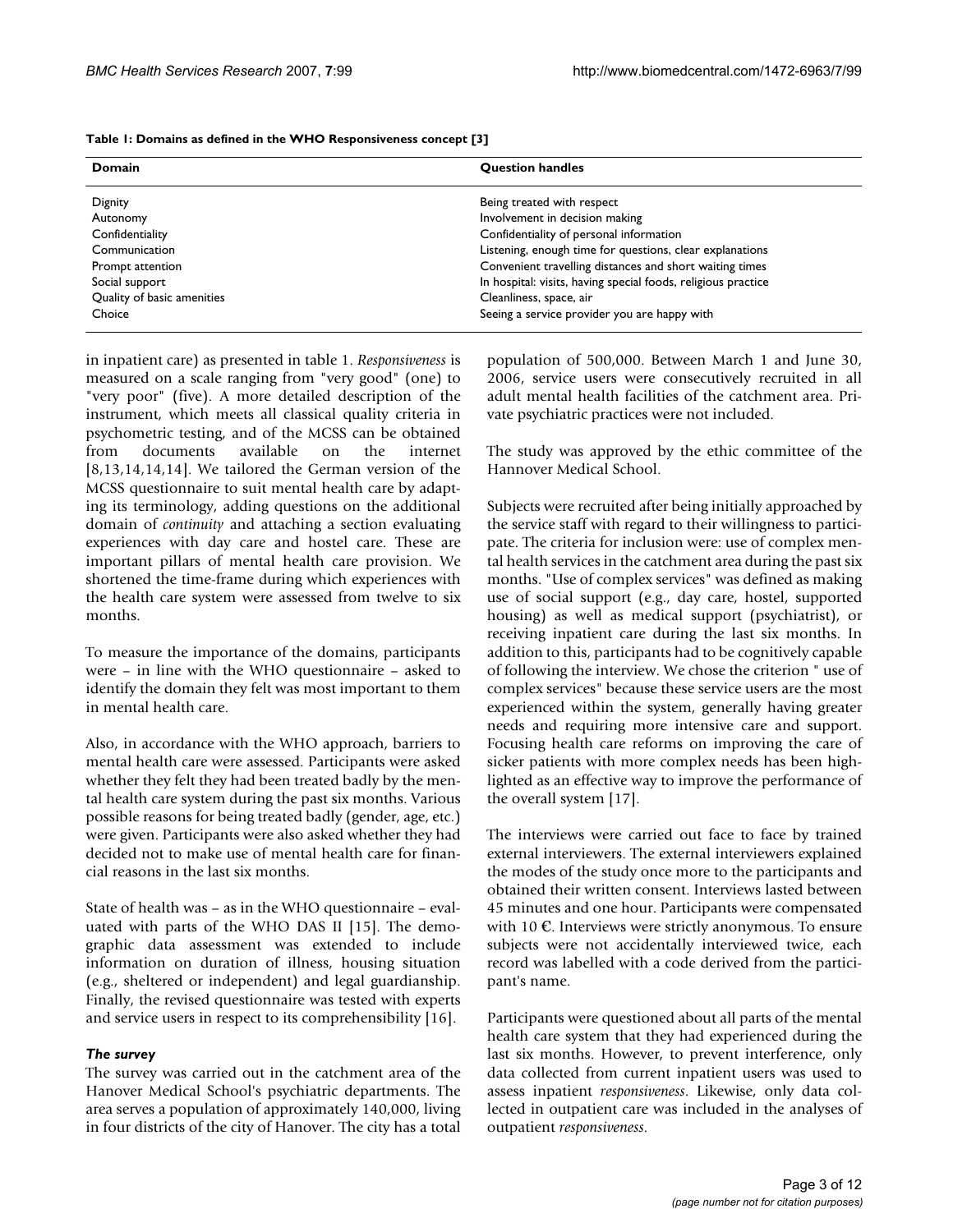**Table 1: Domains as defined in the WHO Responsiveness concept [3]**

| Domain | Question handles |
| --- | --- |
| Dignity | Being treated with respect |
| Autonomy | Involvement in decision making |
| Confidentiality | Confidentiality of personal information |
| Communication | Listening, enough time for questions, clear explanations |
| Prompt attention | Convenient travelling distances and short waiting times |
| Social support | In hospital: visits, having special foods, religious practice |
| Quality of basic amenities | Cleanliness, space, air |
| Choice | Seeing a service provider you are happy with |

in inpatient care) as presented in table 1. *Responsiveness* is measured on a scale ranging from "very good" (one) to "very poor" (five). A more detailed description of the instrument, which meets all classical quality criteria in psychometric testing, and of the MCSS can be obtained from documents available on the internet [8,13,14,14,14]. We tailored the German version of the MCSS questionnaire to suit mental health care by adapting its terminology, adding questions on the additional domain of *continuity* and attaching a section evaluating experiences with day care and hostel care. These are important pillars of mental health care provision. We shortened the time-frame during which experiences with the health care system were assessed from twelve to six months.

To measure the importance of the domains, participants were – in line with the WHO questionnaire – asked to identify the domain they felt was most important to them in mental health care.

Also, in accordance with the WHO approach, barriers to mental health care were assessed. Participants were asked whether they felt they had been treated badly by the mental health care system during the past six months. Various possible reasons for being treated badly (gender, age, etc.) were given. Participants were also asked whether they had decided not to make use of mental health care for financial reasons in the last six months.

State of health was – as in the WHO questionnaire – evaluated with parts of the WHO DAS II [15]. The demographic data assessment was extended to include information on duration of illness, housing situation (e.g., sheltered or independent) and legal guardianship. Finally, the revised questionnaire was tested with experts and service users in respect to its comprehensibility [16].

### *The survey*

The survey was carried out in the catchment area of the Hanover Medical School's psychiatric departments. The area serves a population of approximately 140,000, living in four districts of the city of Hanover. The city has a total population of 500,000. Between March 1 and June 30, 2006, service users were consecutively recruited in all adult mental health facilities of the catchment area. Private psychiatric practices were not included.

The study was approved by the ethic committee of the Hannover Medical School.

Subjects were recruited after being initially approached by the service staff with regard to their willingness to participate. The criteria for inclusion were: use of complex mental health services in the catchment area during the past six months. "Use of complex services" was defined as making use of social support (e.g., day care, hostel, supported housing) as well as medical support (psychiatrist), or receiving inpatient care during the last six months. In addition to this, participants had to be cognitively capable of following the interview. We chose the criterion " use of complex services" because these service users are the most experienced within the system, generally having greater needs and requiring more intensive care and support. Focusing health care reforms on improving the care of sicker patients with more complex needs has been highlighted as an effective way to improve the performance of the overall system [17].

The interviews were carried out face to face by trained external interviewers. The external interviewers explained the modes of the study once more to the participants and obtained their written consent. Interviews lasted between 45 minutes and one hour. Participants were compensated with 10 €. Interviews were strictly anonymous. To ensure subjects were not accidentally interviewed twice, each record was labelled with a code derived from the participant's name.

Participants were questioned about all parts of the mental health care system that they had experienced during the last six months. However, to prevent interference, only data collected from current inpatient users was used to assess inpatient *responsiveness*. Likewise, only data collected in outpatient care was included in the analyses of outpatient *responsiveness*.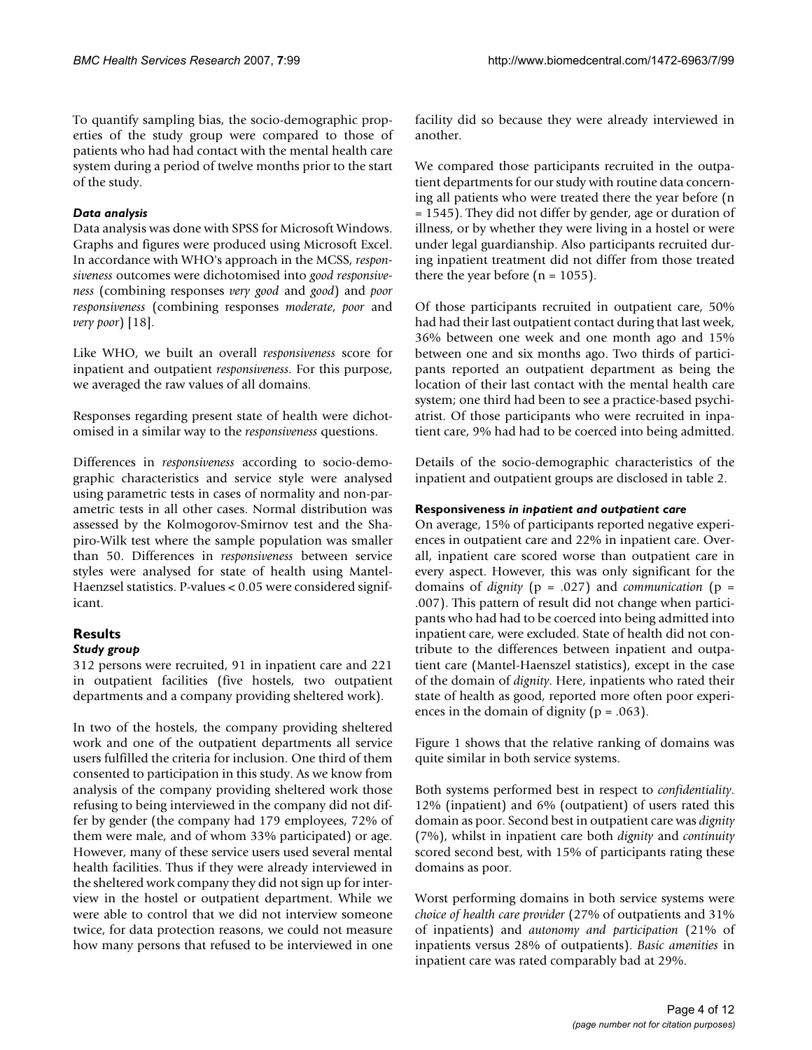To quantify sampling bias, the socio-demographic properties of the study group were compared to those of patients who had had contact with the mental health care system during a period of twelve months prior to the start of the study.

### *Data analysis*

Data analysis was done with SPSS for Microsoft Windows. Graphs and figures were produced using Microsoft Excel. In accordance with WHO's approach in the MCSS, *responsiveness* outcomes were dichotomised into *good responsiveness* (combining responses *very good* and *good*) and *poor responsiveness* (combining responses *moderate*, *poor* and *very poor*) [18].

Like WHO, we built an overall *responsiveness* score for inpatient and outpatient *responsiveness*. For this purpose, we averaged the raw values of all domains.

Responses regarding present state of health were dichotomised in a similar way to the *responsiveness* questions.

Differences in *responsiveness* according to socio-demographic characteristics and service style were analysed using parametric tests in cases of normality and non-parametric tests in all other cases. Normal distribution was assessed by the Kolmogorov-Smirnov test and the Shapiro-Wilk test where the sample population was smaller than 50. Differences in *responsiveness* between service styles were analysed for state of health using Mantel-Haenzsel statistics. P-values < 0.05 were considered significant.

## Results

### *Study group*

312 persons were recruited, 91 in inpatient care and 221 in outpatient facilities (five hostels, two outpatient departments and a company providing sheltered work).

In two of the hostels, the company providing sheltered work and one of the outpatient departments all service users fulfilled the criteria for inclusion. One third of them consented to participation in this study. As we know from analysis of the company providing sheltered work those refusing to being interviewed in the company did not differ by gender (the company had 179 employees, 72% of them were male, and of whom 33% participated) or age. However, many of these service users used several mental health facilities. Thus if they were already interviewed in the sheltered work company they did not sign up for interview in the hostel or outpatient department. While we were able to control that we did not interview someone twice, for data protection reasons, we could not measure how many persons that refused to be interviewed in one facility did so because they were already interviewed in another.

We compared those participants recruited in the outpatient departments for our study with routine data concerning all patients who were treated there the year before (n = 1545). They did not differ by gender, age or duration of illness, or by whether they were living in a hostel or were under legal guardianship. Also participants recruited during inpatient treatment did not differ from those treated there the year before (n = 1055).

Of those participants recruited in outpatient care, 50% had had their last outpatient contact during that last week, 36% between one week and one month ago and 15% between one and six months ago. Two thirds of participants reported an outpatient department as being the location of their last contact with the mental health care system; one third had been to see a practice-based psychiatrist. Of those participants who were recruited in inpatient care, 9% had had to be coerced into being admitted.

Details of the socio-demographic characteristics of the inpatient and outpatient groups are disclosed in table 2.

### Responsiveness *in inpatient and outpatient care*

On average, 15% of participants reported negative experiences in outpatient care and 22% in inpatient care. Overall, inpatient care scored worse than outpatient care in every aspect. However, this was only significant for the domains of *dignity* (p = .027) and *communication* (p = .007). This pattern of result did not change when participants who had had to be coerced into being admitted into inpatient care, were excluded. State of health did not contribute to the differences between inpatient and outpatient care (Mantel-Haenszel statistics), except in the case of the domain of *dignity*. Here, inpatients who rated their state of health as good, reported more often poor experiences in the domain of dignity (p = .063).

Figure 1 shows that the relative ranking of domains was quite similar in both service systems.

Both systems performed best in respect to *confidentiality*. 12% (inpatient) and 6% (outpatient) of users rated this domain as poor. Second best in outpatient care was *dignity* (7%), whilst in inpatient care both *dignity* and *continuity* scored second best, with 15% of participants rating these domains as poor.

Worst performing domains in both service systems were *choice of health care provider* (27% of outpatients and 31% of inpatients) and *autonomy and participation* (21% of inpatients versus 28% of outpatients). *Basic amenities* in inpatient care was rated comparably bad at 29%.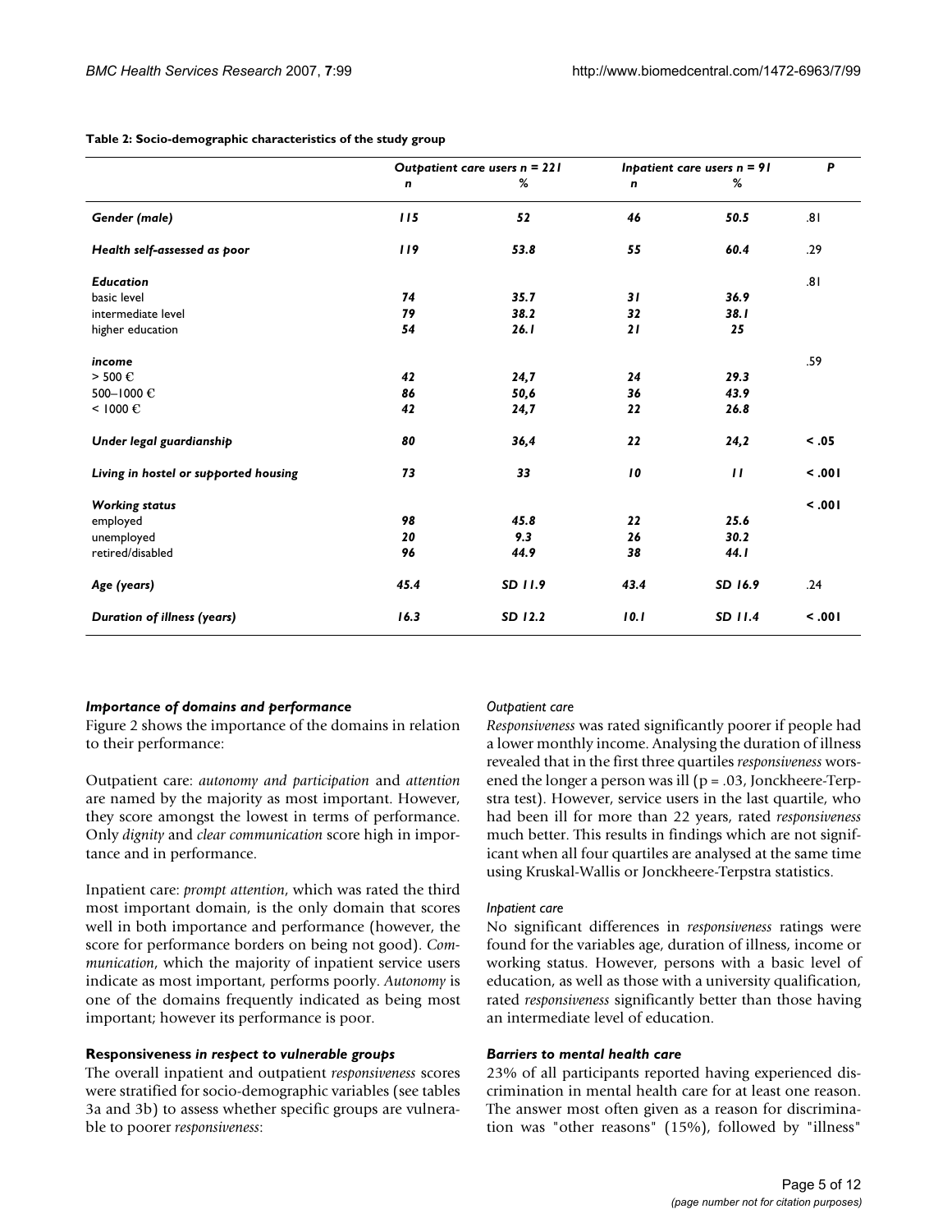**Table 2: Socio-demographic characteristics of the study group**

| | *Outpatient care users n = 221* | | *Inpatient care users n = 91* | | *P* |
|---|---|---|---|---|---|
| | *n* | *%* | *n* | *%* | |
| ***Gender (male)*** | ***115*** | ***52*** | ***46*** | ***50.5*** | .81 |
| ***Health self-assessed as poor*** | ***119*** | ***53.8*** | ***55*** | ***60.4*** | .29 |
| ***Education*** | | | | | .81 |
| basic level | ***74*** | ***35.7*** | ***31*** | ***36.9*** | |
| intermediate level | ***79*** | ***38.2*** | ***32*** | ***38.1*** | |
| higher education | ***54*** | ***26.1*** | ***21*** | ***25*** | |
| ***income*** | | | | | .59 |
| > 500 € | ***42*** | ***24,7*** | ***24*** | ***29.3*** | |
| 500–1000 € | ***86*** | ***50,6*** | ***36*** | ***43.9*** | |
| < 1000 € | ***42*** | ***24,7*** | ***22*** | ***26.8*** | |
| ***Under legal guardianship*** | ***80*** | ***36,4*** | ***22*** | ***24,2*** | **< .05** |
| ***Living in hostel or supported housing*** | ***73*** | ***33*** | ***10*** | ***11*** | **< .001** |
| ***Working status*** | | | | | **< .001** |
| employed | ***98*** | ***45.8*** | ***22*** | ***25.6*** | |
| unemployed | ***20*** | ***9.3*** | ***26*** | ***30.2*** | |
| retired/disabled | ***96*** | ***44.9*** | ***38*** | ***44.1*** | |
| ***Age (years)*** | ***45.4*** | ***SD 11.9*** | ***43.4*** | ***SD 16.9*** | .24 |
| ***Duration of illness (years)*** | ***16.3*** | ***SD 12.2*** | ***10.1*** | ***SD 11.4*** | **< .001** |

### *Importance of domains and performance*

Figure 2 shows the importance of the domains in relation to their performance:

Outpatient care: *autonomy and participation* and *attention* are named by the majority as most important. However, they score amongst the lowest in terms of performance. Only *dignity* and *clear communication* score high in importance and in performance.

Inpatient care: *prompt attention*, which was rated the third most important domain, is the only domain that scores well in both importance and performance (however, the score for performance borders on being not good). *Communication*, which the majority of inpatient service users indicate as most important, performs poorly. *Autonomy* is one of the domains frequently indicated as being most important; however its performance is poor.

### **Responsiveness** *in respect to vulnerable groups*

The overall inpatient and outpatient *responsiveness* scores were stratified for socio-demographic variables (see tables 3a and 3b) to assess whether specific groups are vulnerable to poorer *responsiveness*:

#### *Outpatient care*

*Responsiveness* was rated significantly poorer if people had a lower monthly income. Analysing the duration of illness revealed that in the first three quartiles *responsiveness* worsened the longer a person was ill ($p = .03$, Jonckheere-Terpstra test). However, service users in the last quartile, who had been ill for more than 22 years, rated *responsiveness* much better. This results in findings which are not significant when all four quartiles are analysed at the same time using Kruskal-Wallis or Jonckheere-Terpstra statistics.

#### *Inpatient care*

No significant differences in *responsiveness* ratings were found for the variables age, duration of illness, income or working status. However, persons with a basic level of education, as well as those with a university qualification, rated *responsiveness* significantly better than those having an intermediate level of education.

### *Barriers to mental health care*

23% of all participants reported having experienced discrimination in mental health care for at least one reason. The answer most often given as a reason for discrimination was "other reasons" (15%), followed by "illness"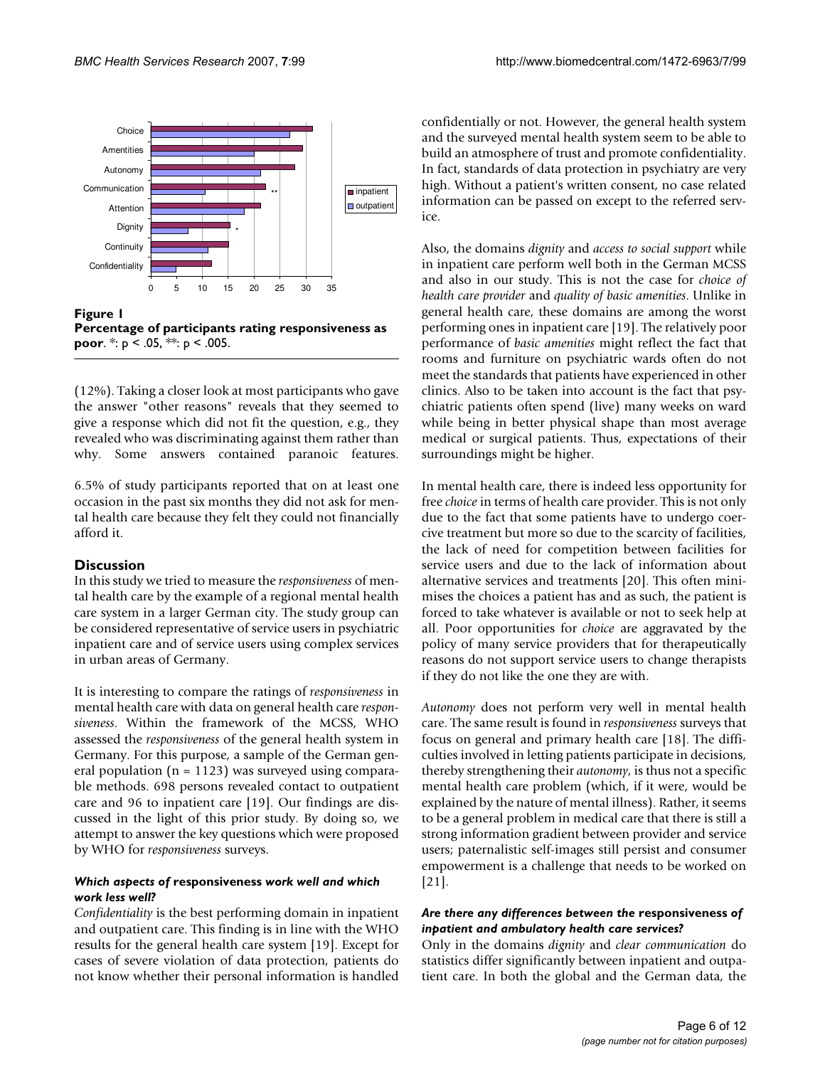Choice
Amentities
Autonomy
Communication
Attention
Dignity
Continuity
Confidentiality

0 5 10 15 20 25 30 35

**

*

inpatient
outpatient

**Figure 1**
**Percentage of participants rating responsiveness as poor**. *: p < .05, **: p < .005.

(12%). Taking a closer look at most participants who gave the answer "other reasons" reveals that they seemed to give a response which did not fit the question, e.g., they revealed who was discriminating against them rather than why. Some answers contained paranoic features.

6.5% of study participants reported that on at least one occasion in the past six months they did not ask for mental health care because they felt they could not financially afford it.

## Discussion

In this study we tried to measure the *responsiveness* of mental health care by the example of a regional mental health care system in a larger German city. The study group can be considered representative of service users in psychiatric inpatient care and of service users using complex services in urban areas of Germany.

It is interesting to compare the ratings of *responsiveness* in mental health care with data on general health care *responsiveness*. Within the framework of the MCSS, WHO assessed the *responsiveness* of the general health system in Germany. For this purpose, a sample of the German general population (n = 1123) was surveyed using comparable methods. 698 persons revealed contact to outpatient care and 96 to inpatient care [19]. Our findings are discussed in the light of this prior study. By doing so, we attempt to answer the key questions which were proposed by WHO for *responsiveness* surveys.

### *Which aspects of* responsiveness *work well and which work less well?*

*Confidentiality* is the best performing domain in inpatient and outpatient care. This finding is in line with the WHO results for the general health care system [19]. Except for cases of severe violation of data protection, patients do not know whether their personal information is handled confidentially or not. However, the general health system and the surveyed mental health system seem to be able to build an atmosphere of trust and promote confidentiality. In fact, standards of data protection in psychiatry are very high. Without a patient's written consent, no case related information can be passed on except to the referred service.

Also, the domains *dignity* and *access to social support* while in inpatient care perform well both in the German MCSS and also in our study. This is not the case for *choice of health care provider* and *quality of basic amenities*. Unlike in general health care, these domains are among the worst performing ones in inpatient care [19]. The relatively poor performance of *basic amenities* might reflect the fact that rooms and furniture on psychiatric wards often do not meet the standards that patients have experienced in other clinics. Also to be taken into account is the fact that psychiatric patients often spend (live) many weeks on ward while being in better physical shape than most average medical or surgical patients. Thus, expectations of their surroundings might be higher.

In mental health care, there is indeed less opportunity for free *choice* in terms of health care provider. This is not only due to the fact that some patients have to undergo coercive treatment but more so due to the scarcity of facilities, the lack of need for competition between facilities for service users and due to the lack of information about alternative services and treatments [20]. This often minimises the choices a patient has and as such, the patient is forced to take whatever is available or not to seek help at all. Poor opportunities for *choice* are aggravated by the policy of many service providers that for therapeutically reasons do not support service users to change therapists if they do not like the one they are with.

*Autonomy* does not perform very well in mental health care. The same result is found in *responsiveness* surveys that focus on general and primary health care [18]. The difficulties involved in letting patients participate in decisions, thereby strengthening their *autonomy*, is thus not a specific mental health care problem (which, if it were, would be explained by the nature of mental illness). Rather, it seems to be a general problem in medical care that there is still a strong information gradient between provider and service users; paternalistic self-images still persist and consumer empowerment is a challenge that needs to be worked on [21].

### *Are there any differences between the* responsiveness *of inpatient and ambulatory health care services?*

Only in the domains *dignity* and *clear communication* do statistics differ significantly between inpatient and outpatient care. In both the global and the German data, the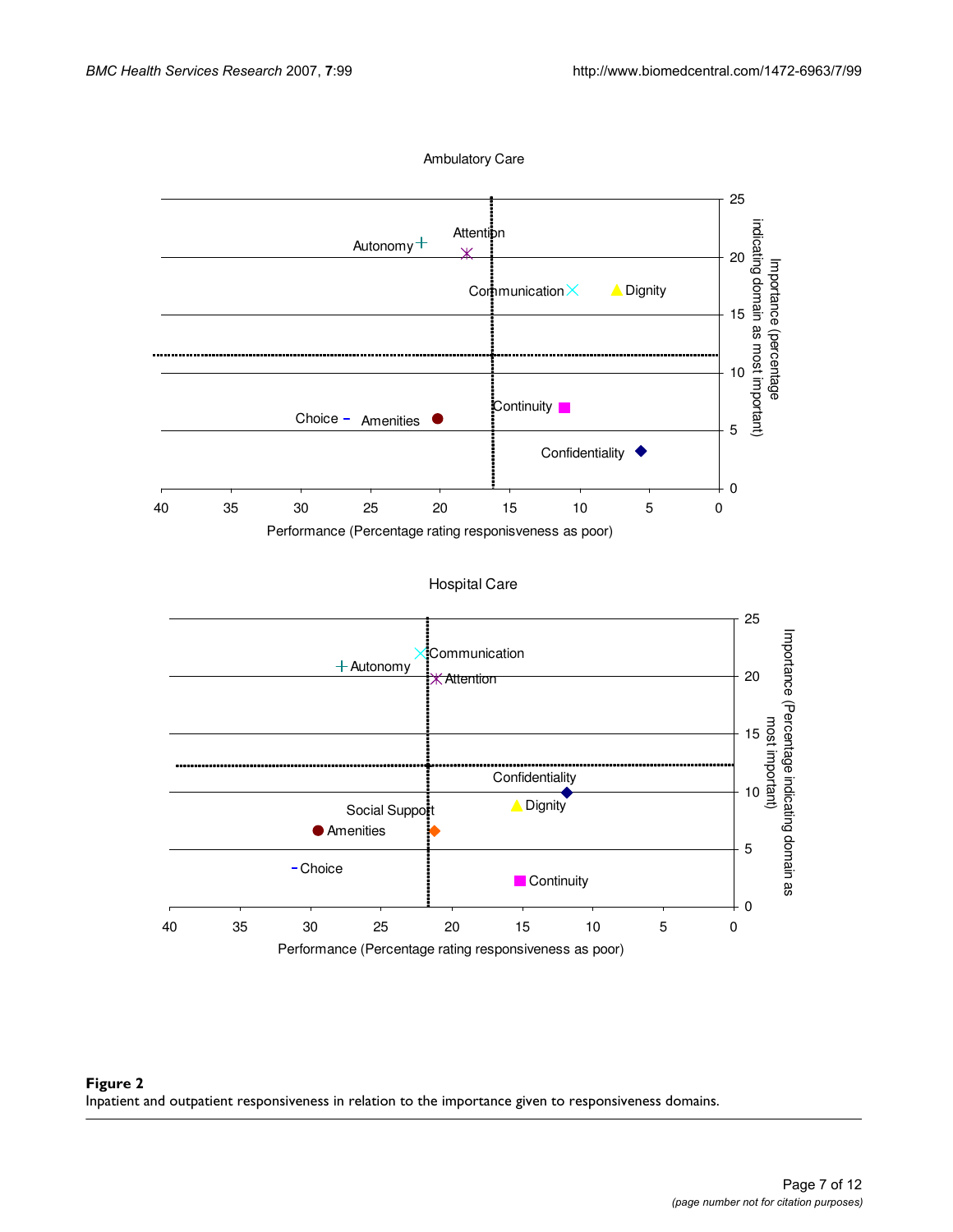**Figure 2**

Inpatient and outpatient responsiveness in relation to the importance given to responsiveness domains.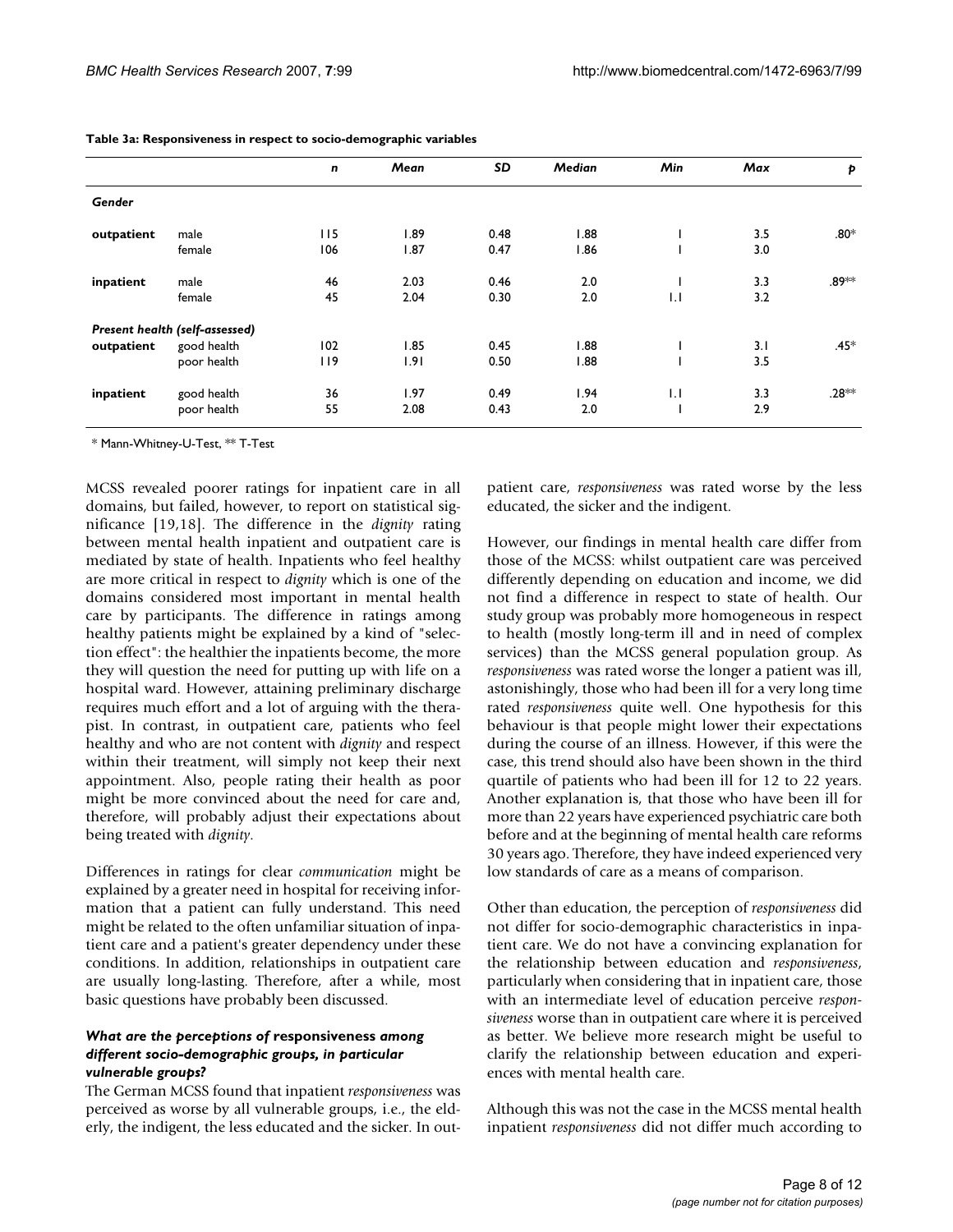**Table 3a: Responsiveness in respect to socio-demographic variables**

| | | n | Mean | SD | Median | Min | Max | p |
|---|---|---|---|---|---|---|---|---|
| *Gender* | | | | | | | | |
| **outpatient** | male | 115 | 1.89 | 0.48 | 1.88 | 1 | 3.5 | .80* |
| | female | 106 | 1.87 | 0.47 | 1.86 | 1 | 3.0 | |
| **inpatient** | male | 46 | 2.03 | 0.46 | 2.0 | 1 | 3.3 | .89** |
| | female | 45 | 2.04 | 0.30 | 2.0 | 1.1 | 3.2 | |
| *Present health (self-assessed)* | | | | | | | | |
| **outpatient** | good health | 102 | 1.85 | 0.45 | 1.88 | 1 | 3.1 | .45* |
| | poor health | 119 | 1.91 | 0.50 | 1.88 | 1 | 3.5 | |
| **inpatient** | good health | 36 | 1.97 | 0.49 | 1.94 | 1.1 | 3.3 | .28** |
| | poor health | 55 | 2.08 | 0.43 | 2.0 | 1 | 2.9 | |

* Mann-Whitney-U-Test, ** T-Test

MCSS revealed poorer ratings for inpatient care in all domains, but failed, however, to report on statistical significance [19,18]. The difference in the *dignity* rating between mental health inpatient and outpatient care is mediated by state of health. Inpatients who feel healthy are more critical in respect to *dignity* which is one of the domains considered most important in mental health care by participants. The difference in ratings among healthy patients might be explained by a kind of "selection effect": the healthier the inpatients become, the more they will question the need for putting up with life on a hospital ward. However, attaining preliminary discharge requires much effort and a lot of arguing with the therapist. In contrast, in outpatient care, patients who feel healthy and who are not content with *dignity* and respect within their treatment, will simply not keep their next appointment. Also, people rating their health as poor might be more convinced about the need for care and, therefore, will probably adjust their expectations about being treated with *dignity*.

Differences in ratings for clear *communication* might be explained by a greater need in hospital for receiving information that a patient can fully understand. This need might be related to the often unfamiliar situation of inpatient care and a patient's greater dependency under these conditions. In addition, relationships in outpatient care are usually long-lasting. Therefore, after a while, most basic questions have probably been discussed.

### *What are the perceptions of* responsiveness *among different socio-demographic groups, in particular vulnerable groups?*

The German MCSS found that inpatient *responsiveness* was perceived as worse by all vulnerable groups, i.e., the elderly, the indigent, the less educated and the sicker. In outpatient care, *responsiveness* was rated worse by the less educated, the sicker and the indigent.

However, our findings in mental health care differ from those of the MCSS: whilst outpatient care was perceived differently depending on education and income, we did not find a difference in respect to state of health. Our study group was probably more homogeneous in respect to health (mostly long-term ill and in need of complex services) than the MCSS general population group. As *responsiveness* was rated worse the longer a patient was ill, astonishingly, those who had been ill for a very long time rated *responsiveness* quite well. One hypothesis for this behaviour is that people might lower their expectations during the course of an illness. However, if this were the case, this trend should also have been shown in the third quartile of patients who had been ill for 12 to 22 years. Another explanation is, that those who have been ill for more than 22 years have experienced psychiatric care both before and at the beginning of mental health care reforms 30 years ago. Therefore, they have indeed experienced very low standards of care as a means of comparison.

Other than education, the perception of *responsiveness* did not differ for socio-demographic characteristics in inpatient care. We do not have a convincing explanation for the relationship between education and *responsiveness*, particularly when considering that in inpatient care, those with an intermediate level of education perceive *responsiveness* worse than in outpatient care where it is perceived as better. We believe more research might be useful to clarify the relationship between education and experiences with mental health care.

Although this was not the case in the MCSS mental health inpatient *responsiveness* did not differ much according to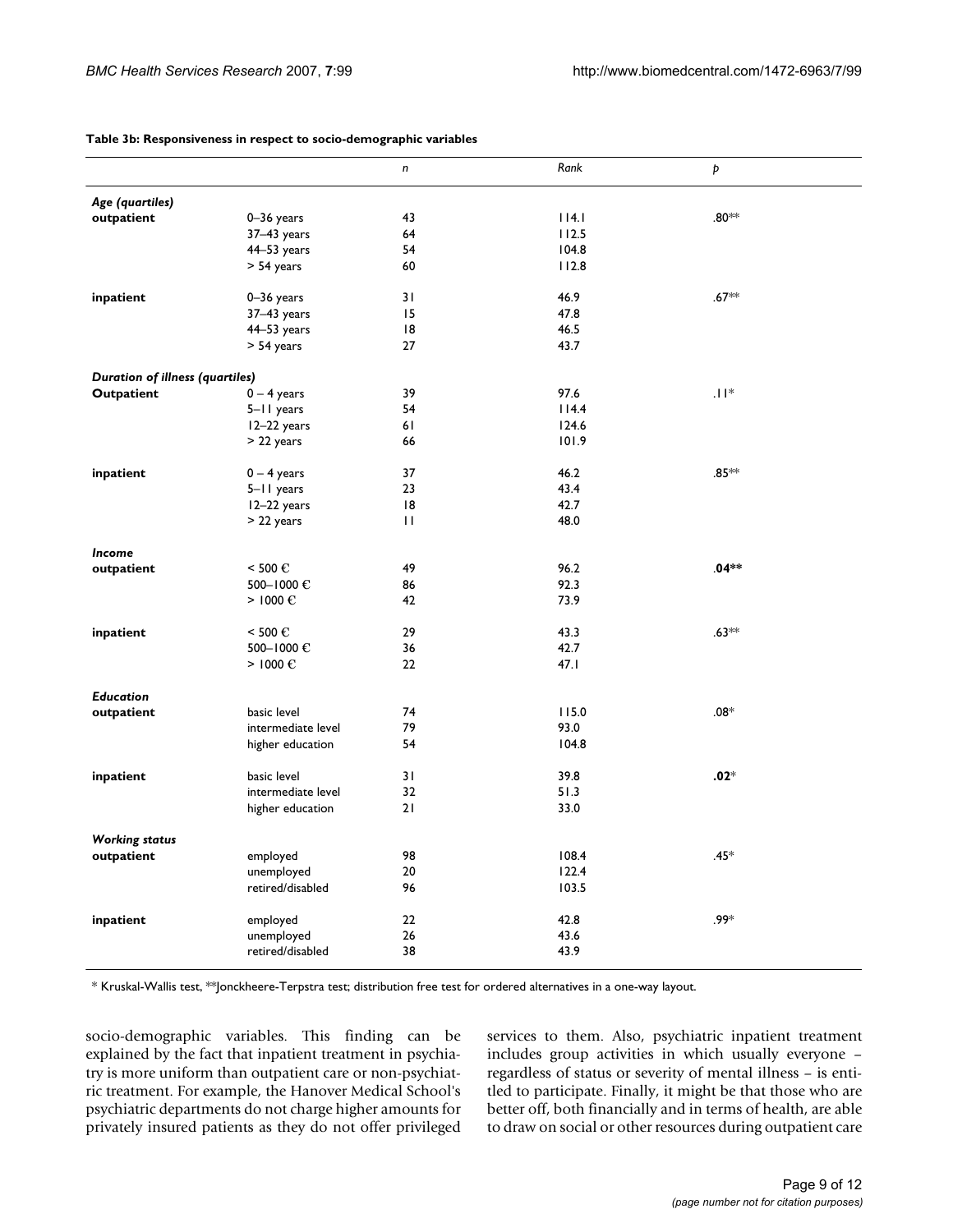**Table 3b: Responsiveness in respect to socio-demographic variables**

| | | *n* | *Rank* | *p* |
|---|---|---|---|---|
| ***Age (quartiles)*** | | | | |
| **outpatient** | 0–36 years | 43 | 114.1 | .80** |
| | 37–43 years | 64 | 112.5 | |
| | 44–53 years | 54 | 104.8 | |
| | > 54 years | 60 | 112.8 | |
| **inpatient** | 0–36 years | 31 | 46.9 | .67** |
| | 37–43 years | 15 | 47.8 | |
| | 44–53 years | 18 | 46.5 | |
| | > 54 years | 27 | 43.7 | |
| ***Duration of illness (quartiles)*** | | | | |
| **Outpatient** | 0 – 4 years | 39 | 97.6 | .11* |
| | 5–11 years | 54 | 114.4 | |
| | 12–22 years | 61 | 124.6 | |
| | > 22 years | 66 | 101.9 | |
| **inpatient** | 0 – 4 years | 37 | 46.2 | .85** |
| | 5–11 years | 23 | 43.4 | |
| | 12–22 years | 18 | 42.7 | |
| | > 22 years | 11 | 48.0 | |
| ***Income*** | | | | |
| **outpatient** | < 500 € | 49 | 96.2 | **.04**** |
| | 500–1000 € | 86 | 92.3 | |
| | > 1000 € | 42 | 73.9 | |
| **inpatient** | < 500 € | 29 | 43.3 | .63** |
| | 500–1000 € | 36 | 42.7 | |
| | > 1000 € | 22 | 47.1 | |
| ***Education*** | | | | |
| **outpatient** | basic level | 74 | 115.0 | .08* |
| | intermediate level | 79 | 93.0 | |
| | higher education | 54 | 104.8 | |
| **inpatient** | basic level | 31 | 39.8 | **.02*** |
| | intermediate level | 32 | 51.3 | |
| | higher education | 21 | 33.0 | |
| ***Working status*** | | | | |
| **outpatient** | employed | 98 | 108.4 | .45* |
| | unemployed | 20 | 122.4 | |
| | retired/disabled | 96 | 103.5 | |
| **inpatient** | employed | 22 | 42.8 | .99* |
| | unemployed | 26 | 43.6 | |
| | retired/disabled | 38 | 43.9 | |

* Kruskal-Wallis test, **Jonckheere-Terpstra test; distribution free test for ordered alternatives in a one-way layout.

socio-demographic variables. This finding can be explained by the fact that inpatient treatment in psychiatry is more uniform than outpatient care or non-psychiatric treatment. For example, the Hanover Medical School's psychiatric departments do not charge higher amounts for privately insured patients as they do not offer privileged services to them. Also, psychiatric inpatient treatment includes group activities in which usually everyone – regardless of status or severity of mental illness – is entitled to participate. Finally, it might be that those who are better off, both financially and in terms of health, are able to draw on social or other resources during outpatient care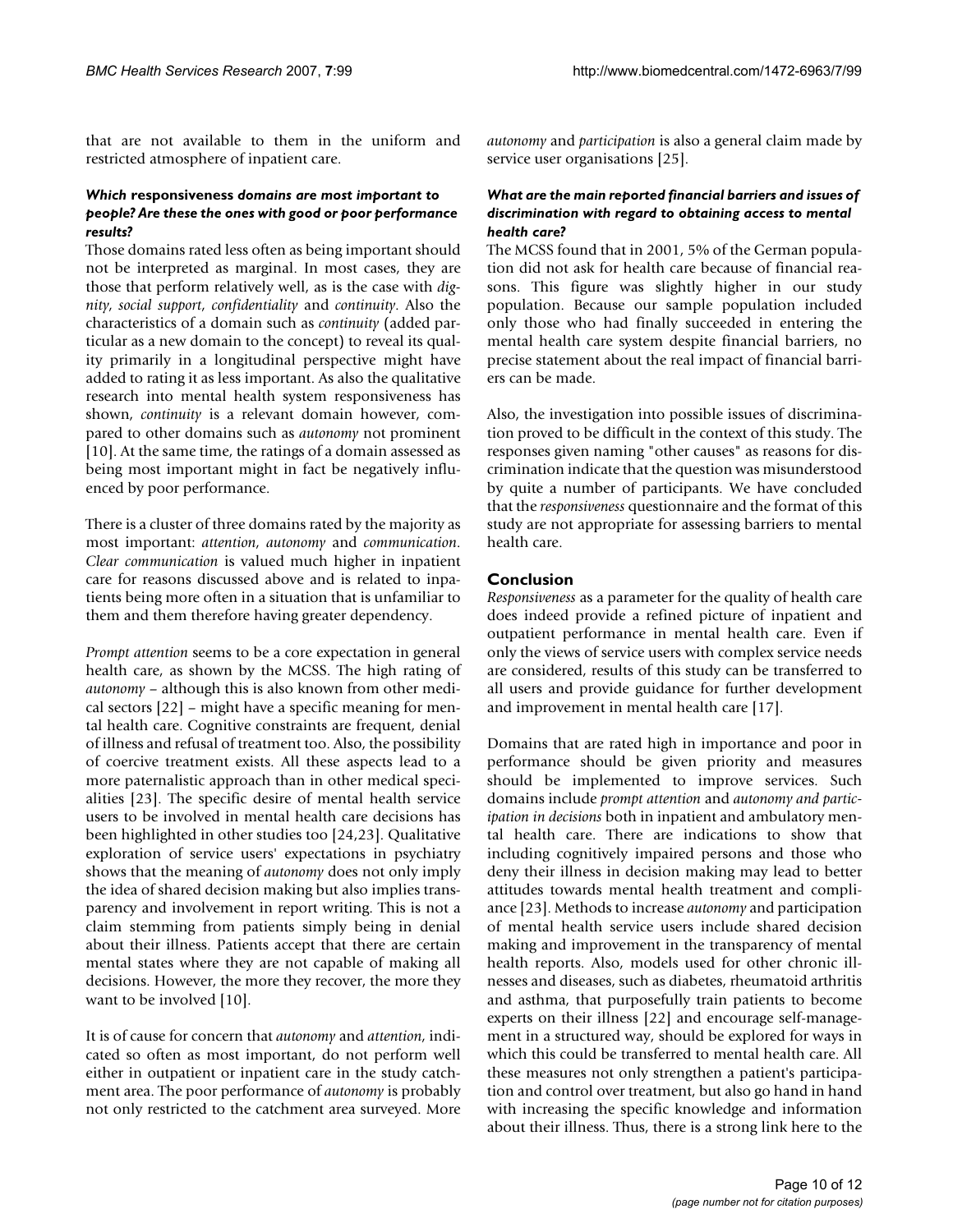that are not available to them in the uniform and restricted atmosphere of inpatient care.

#### *Which* responsiveness *domains are most important to people? Are these the ones with good or poor performance results?*

Those domains rated less often as being important should not be interpreted as marginal. In most cases, they are those that perform relatively well, as is the case with *dignity*, *social support*, *confidentiality* and *continuity*. Also the characteristics of a domain such as *continuity* (added particular as a new domain to the concept) to reveal its quality primarily in a longitudinal perspective might have added to rating it as less important. As also the qualitative research into mental health system responsiveness has shown, *continuity* is a relevant domain however, compared to other domains such as *autonomy* not prominent [10]. At the same time, the ratings of a domain assessed as being most important might in fact be negatively influenced by poor performance.

There is a cluster of three domains rated by the majority as most important: *attention*, *autonomy* and *communication*. *Clear communication* is valued much higher in inpatient care for reasons discussed above and is related to inpatients being more often in a situation that is unfamiliar to them and them therefore having greater dependency.

*Prompt attention* seems to be a core expectation in general health care, as shown by the MCSS. The high rating of *autonomy* – although this is also known from other medical sectors [22] – might have a specific meaning for mental health care. Cognitive constraints are frequent, denial of illness and refusal of treatment too. Also, the possibility of coercive treatment exists. All these aspects lead to a more paternalistic approach than in other medical specialities [23]. The specific desire of mental health service users to be involved in mental health care decisions has been highlighted in other studies too [24,23]. Qualitative exploration of service users' expectations in psychiatry shows that the meaning of *autonomy* does not only imply the idea of shared decision making but also implies transparency and involvement in report writing. This is not a claim stemming from patients simply being in denial about their illness. Patients accept that there are certain mental states where they are not capable of making all decisions. However, the more they recover, the more they want to be involved [10].

It is of cause for concern that *autonomy* and *attention*, indicated so often as most important, do not perform well either in outpatient or inpatient care in the study catchment area. The poor performance of *autonomy* is probably not only restricted to the catchment area surveyed. More *autonomy* and *participation* is also a general claim made by service user organisations [25].

#### *What are the main reported financial barriers and issues of discrimination with regard to obtaining access to mental health care?*

The MCSS found that in 2001, 5% of the German population did not ask for health care because of financial reasons. This figure was slightly higher in our study population. Because our sample population included only those who had finally succeeded in entering the mental health care system despite financial barriers, no precise statement about the real impact of financial barriers can be made.

Also, the investigation into possible issues of discrimination proved to be difficult in the context of this study. The responses given naming "other causes" as reasons for discrimination indicate that the question was misunderstood by quite a number of participants. We have concluded that the *responsiveness* questionnaire and the format of this study are not appropriate for assessing barriers to mental health care.

## Conclusion

*Responsiveness* as a parameter for the quality of health care does indeed provide a refined picture of inpatient and outpatient performance in mental health care. Even if only the views of service users with complex service needs are considered, results of this study can be transferred to all users and provide guidance for further development and improvement in mental health care [17].

Domains that are rated high in importance and poor in performance should be given priority and measures should be implemented to improve services. Such domains include *prompt attention* and *autonomy and participation in decisions* both in inpatient and ambulatory mental health care. There are indications to show that including cognitively impaired persons and those who deny their illness in decision making may lead to better attitudes towards mental health treatment and compliance [23]. Methods to increase *autonomy* and participation of mental health service users include shared decision making and improvement in the transparency of mental health reports. Also, models used for other chronic illnesses and diseases, such as diabetes, rheumatoid arthritis and asthma, that purposefully train patients to become experts on their illness [22] and encourage self-management in a structured way, should be explored for ways in which this could be transferred to mental health care. All these measures not only strengthen a patient's participation and control over treatment, but also go hand in hand with increasing the specific knowledge and information about their illness. Thus, there is a strong link here to the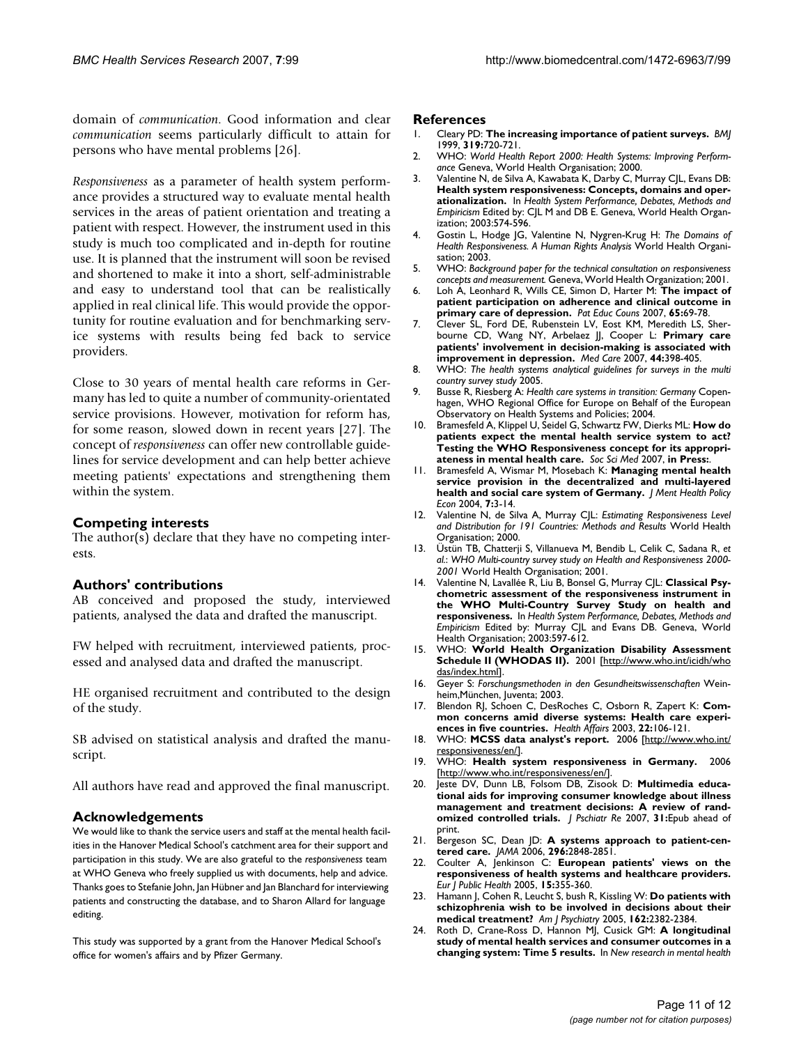domain of *communication*. Good information and clear *communication* seems particularly difficult to attain for persons who have mental problems [26].

*Responsiveness* as a parameter of health system performance provides a structured way to evaluate mental health services in the areas of patient orientation and treating a patient with respect. However, the instrument used in this study is much too complicated and in-depth for routine use. It is planned that the instrument will soon be revised and shortened to make it into a short, self-administrable and easy to understand tool that can be realistically applied in real clinical life. This would provide the opportunity for routine evaluation and for benchmarking service systems with results being fed back to service providers.

Close to 30 years of mental health care reforms in Germany has led to quite a number of community-orientated service provisions. However, motivation for reform has, for some reason, slowed down in recent years [27]. The concept of *responsiveness* can offer new controllable guidelines for service development and can help better achieve meeting patients' expectations and strengthening them within the system.

## Competing interests

The author(s) declare that they have no competing interests.

## Authors' contributions

AB conceived and proposed the study, interviewed patients, analysed the data and drafted the manuscript.

FW helped with recruitment, interviewed patients, processed and analysed data and drafted the manuscript.

HE organised recruitment and contributed to the design of the study.

SB advised on statistical analysis and drafted the manuscript.

All authors have read and approved the final manuscript.

## Acknowledgements

We would like to thank the service users and staff at the mental health facilities in the Hanover Medical School's catchment area for their support and participation in this study. We are also grateful to the *responsiveness* team at WHO Geneva who freely supplied us with documents, help and advice. Thanks goes to Stefanie John, Jan Hübner and Jan Blanchard for interviewing patients and constructing the database, and to Sharon Allard for language editing.

This study was supported by a grant from the Hanover Medical School's office for women's affairs and by Pfizer Germany.

## References

1. Cleary PD: **The increasing importance of patient surveys.** *BMJ* 1999, **319:**720-721.
2. WHO: *World Health Report 2000: Health Systems: Improving Performance* Geneva, World Health Organisation; 2000.
3. Valentine N, de Silva A, Kawabata K, Darby C, Murray CJL, Evans DB: **Health system responsiveness: Concepts, domains and operationalization.** In *Health System Performance, Debates, Methods and Empiricism* Edited by: CJL M and DB E. Geneva, World Health Organization; 2003:574-596.
4. Gostin L, Hodge JG, Valentine N, Nygren-Krug H: *The Domains of Health Responsiveness. A Human Rights Analysis* World Health Organisation; 2003.
5. WHO: *Background paper for the technical consultation on responsiveness concepts and measurement.* Geneva, World Health Organization; 2001.
6. Loh A, Leonhard R, Wills CE, Simon D, Harter M: **The impact of patient participation on adherence and clinical outcome in primary care of depression.** *Pat Educ Couns* 2007, **65:**69-78.
7. Clever SL, Ford DE, Rubenstein LV, Eost KM, Meredith LS, Sherbourne CD, Wang NY, Arbelaez JJ, Cooper L: **Primary care patients' involvement in decision-making is associated with improvement in depression.** *Med Care* 2007, **44:**398-405.
8. WHO: *The health systems analytical guidelines for surveys in the multi country survey study* 2005.
9. Busse R, Riesberg A: *Health care systems in transition: Germany* Copenhagen, WHO Regional Office for Europe on Behalf of the European Observatory on Health Systems and Policies; 2004.
10. Bramesfeld A, Klippel U, Seidel G, Schwartz FW, Dierks ML: **How do patients expect the mental health service system to act? Testing the WHO Responsiveness concept for its appropriateness in mental health care.** *Soc Sci Med* 2007, **in Press:**.
11. Bramesfeld A, Wismar M, Mosebach K: **Managing mental health service provision in the decentralized and multi-layered health and social care system of Germany.** *J Ment Health Policy Econ* 2004, **7:**3-14.
12. Valentine N, de Silva A, Murray CJL: *Estimating Responsiveness Level and Distribution for 191 Countries: Methods and Results* World Health Organisation; 2000.
13. Üstün TB, Chatterji S, Villanueva M, Bendib L, Celik C, Sadana R, *et al.*: *WHO Multi-country survey study on Health and Responsiveness 2000-2001* World Health Organisation; 2001.
14. Valentine N, Lavallée R, Liu B, Bonsel G, Murray CJL: **Classical Psychometric assessment of the responsiveness instrument in the WHO Multi-Country Survey Study on health and responsiveness.** In *Health System Performance, Debates, Methods and Empiricism* Edited by: Murray CJL and Evans DB. Geneva, World Health Organisation; 2003:597-612.
15. WHO: **World Health Organization Disability Assessment Schedule II (WHODAS II).** 2001 [http://www.who.int/icidh/whodas/index.html].
16. Geyer S: *Forschungsmethoden in den Gesundheitswissenschaften* Weinheim,München, Juventa; 2003.
17. Blendon RJ, Schoen C, DesRoches C, Osborn R, Zapert K: **Common concerns amid diverse systems: Health care experiences in five countries.** *Health Affairs* 2003, **22:**106-121.
18. WHO: **MCSS data analyst's report.** 2006 [http://www.who.int/responsiveness/en/].
19. WHO: **Health system responsiveness in Germany.** 2006 [http://www.who.int/responsiveness/en/].
20. Jeste DV, Dunn LB, Folsom DB, Zisook D: **Multimedia educational aids for improving consumer knowledge about illness management and treatment decisions: A review of randomized controlled trials.** *J Pschiatr Re* 2007, **31:**Epub ahead of print.
21. Bergeson SC, Dean JD: **A systems approach to patient-centered care.** *JAMA* 2006, **296:**2848-2851.
22. Coulter A, Jenkinson C: **European patients' views on the responsiveness of health systems and healthcare providers.** *Eur J Public Health* 2005, **15:**355-360.
23. Hamann J, Cohen R, Leucht S, bush R, Kissling W: **Do patients with schizophrenia wish to be involved in decisions about their medical treatment?** *Am J Psychiatry* 2005, **162:**2382-2384.
24. Roth D, Crane-Ross D, Hannon MJ, Cusick GM: **A longitudinal study of mental health services and consumer outcomes in a changing system: Time 5 results.** In *New research in mental health*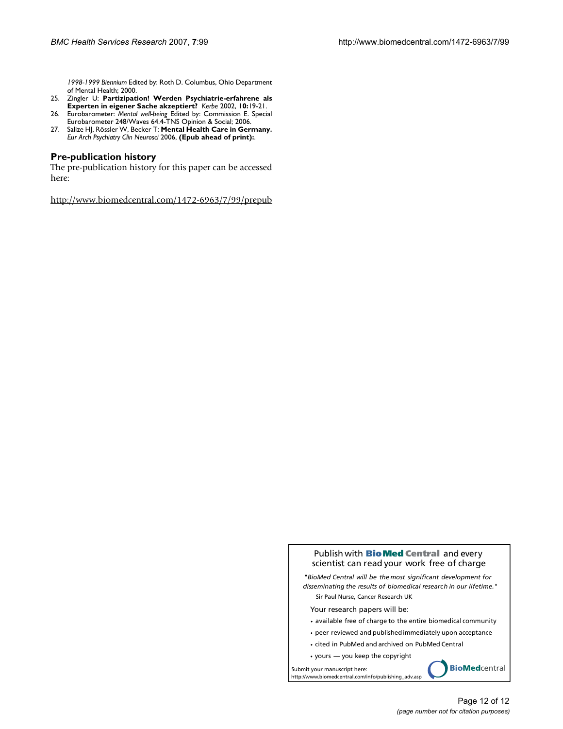*1998-1999 Biennium* Edited by: Roth D. Columbus, Ohio Department of Mental Health; 2000.

25. Zingler U: **Partizipation! Werden Psychiatrie-erfahrene als Experten in eigener Sache akzeptiert?** *Kerbe* 2002, **10:**19-21.
26. Eurobarometer: *Mental well-being* Edited by: Commission E. Special Eurobarometer 248/Waves 64.4-TNS Opinion & Social; 2006.
27. Salize HJ, Rössler W, Becker T: **Mental Health Care in Germany.** *Eur Arch Psychiatry Clin Neurosci* 2006, **(Epub ahead of print):**.

## Pre-publication history

The pre-publication history for this paper can be accessed here:

http://www.biomedcentral.com/1472-6963/7/99/prepub

Publish with **BioMed Central** and every scientist can read your work free of charge

*"BioMed Central will be the most significant development for disseminating the results of biomedical research in our lifetime."*

Sir Paul Nurse, Cancer Research UK

Your research papers will be:

- available free of charge to the entire biomedical community
- peer reviewed and published immediately upon acceptance
- cited in PubMed and archived on PubMed Central
- yours — you keep the copyright

Submit your manuscript here:
http://www.biomedcentral.com/info/publishing_adv.asp

**BioMed**central